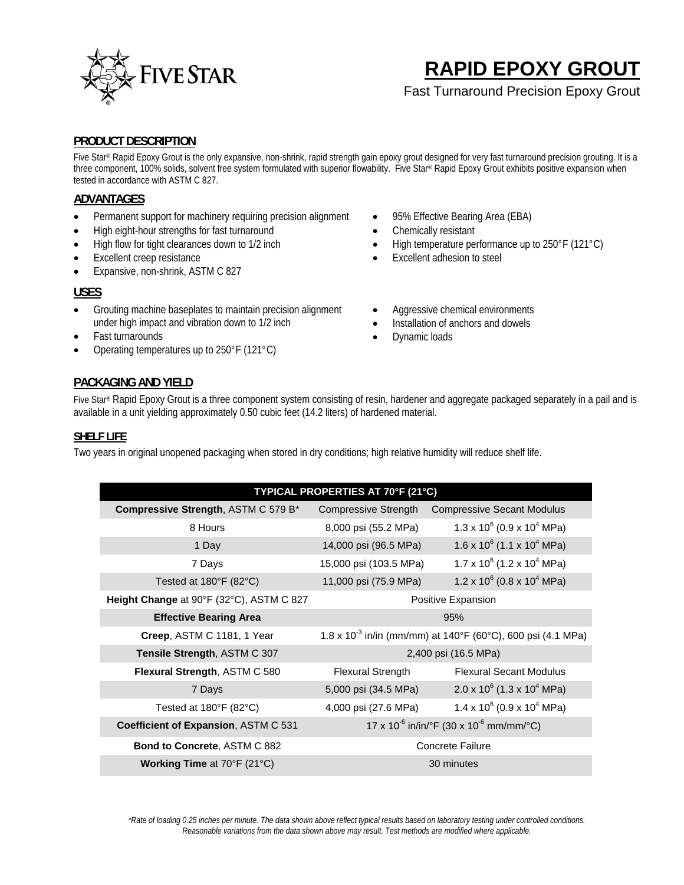# RAPID EPOXY GROUT

Fast Turnaround Precision Epoxy Grout

## PRODUCT DESCRIPTION

Five Star® Rapid Epoxy Grout is the only expansive, non-shrink, rapid strength gain epoxy grout designed for very fast turnaround precision grouting. It is a three component, 100% solids, solvent free system formulated with superior flowability. Five Star® Rapid Epoxy Grout exhibits positive expansion when tested in accordance with ASTM C 827.

## ADVANTAGES

- Permanent support for machinery requiring precision alignment
- High eight-hour strengths for fast turnaround
- High flow for tight clearances down to 1/2 inch
- Excellent creep resistance
- Expansive, non-shrink, ASTM C 827
- 95% Effective Bearing Area (EBA)
- Chemically resistant
- High temperature performance up to 250°F (121°C)
- Excellent adhesion to steel

## USES

- Grouting machine baseplates to maintain precision alignment under high impact and vibration down to 1/2 inch
- Fast turnarounds
- Operating temperatures up to 250°F (121°C)
- Aggressive chemical environments
- Installation of anchors and dowels
- Dynamic loads

## PACKAGING AND YIELD

Five Star® Rapid Epoxy Grout is a three component system consisting of resin, hardener and aggregate packaged separately in a pail and is available in a unit yielding approximately 0.50 cubic feet (14.2 liters) of hardened material.

## SHELF LIFE

Two years in original unopened packaging when stored in dry conditions; high relative humidity will reduce shelf life.

| TYPICAL PROPERTIES AT 70°F (21°C) | | |
|---|---|---|
| **Compressive Strength**, ASTM C 579 B* | Compressive Strength | Compressive Secant Modulus |
| 8 Hours | 8,000 psi (55.2 MPa) | $1.3 \times 10^6$ ($0.9 \times 10^4$ MPa) |
| 1 Day | 14,000 psi (96.5 MPa) | $1.6 \times 10^6$ ($1.1 \times 10^4$ MPa) |
| 7 Days | 15,000 psi (103.5 MPa) | $1.7 \times 10^6$ ($1.2 \times 10^4$ MPa) |
| Tested at 180°F (82°C) | 11,000 psi (75.9 MPa) | $1.2 \times 10^6$ ($0.8 \times 10^4$ MPa) |
| **Height Change** at 90°F (32°C), ASTM C 827 | Positive Expansion | |
| **Effective Bearing Area** | 95% | |
| **Creep**, ASTM C 1181, 1 Year | $1.8 \times 10^{-3}$ in/in (mm/mm) at 140°F (60°C), 600 psi (4.1 MPa) | |
| **Tensile Strength**, ASTM C 307 | 2,400 psi (16.5 MPa) | |
| **Flexural Strength**, ASTM C 580 | Flexural Strength | Flexural Secant Modulus |
| 7 Days | 5,000 psi (34.5 MPa) | $2.0 \times 10^6$ ($1.3 \times 10^4$ MPa) |
| Tested at 180°F (82°C) | 4,000 psi (27.6 MPa) | $1.4 \times 10^6$ ($0.9 \times 10^4$ MPa) |
| **Coefficient of Expansion**, ASTM C 531 | $17 \times 10^{-6}$ in/in/°F ($30 \times 10^{-6}$ mm/mm/°C) | |
| **Bond to Concrete**, ASTM C 882 | Concrete Failure | |
| **Working Time** at 70°F (21°C) | 30 minutes | |

*\*Rate of loading 0.25 inches per minute. The data shown above reflect typical results based on laboratory testing under controlled conditions. Reasonable variations from the data shown above may result. Test methods are modified where applicable.*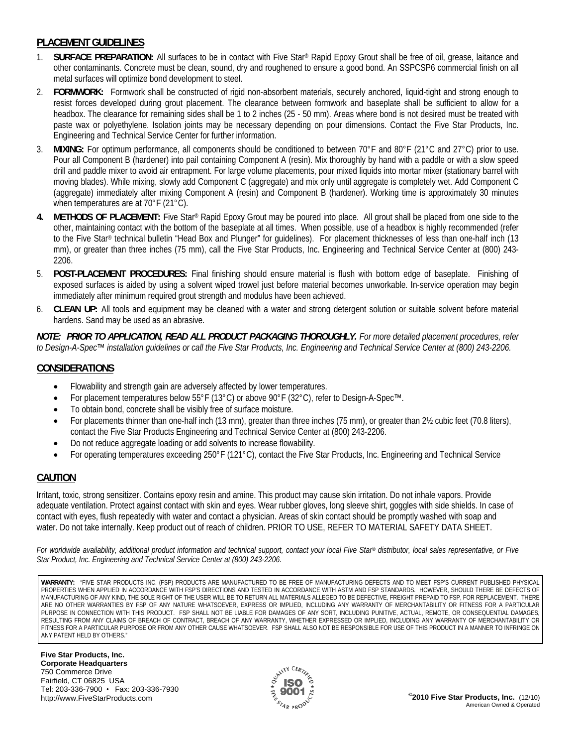## PLACEMENT GUIDELINES

1. **SURFACE PREPARATION:** All surfaces to be in contact with Five Star® Rapid Epoxy Grout shall be free of oil, grease, laitance and other contaminants. Concrete must be clean, sound, dry and roughened to ensure a good bond. An SSPCSP6 commercial finish on all metal surfaces will optimize bond development to steel.
2. **FORMWORK:** Formwork shall be constructed of rigid non-absorbent materials, securely anchored, liquid-tight and strong enough to resist forces developed during grout placement. The clearance between formwork and baseplate shall be sufficient to allow for a headbox. The clearance for remaining sides shall be 1 to 2 inches (25 - 50 mm). Areas where bond is not desired must be treated with paste wax or polyethylene. Isolation joints may be necessary depending on pour dimensions. Contact the Five Star Products, Inc. Engineering and Technical Service Center for further information.
3. **MIXING:** For optimum performance, all components should be conditioned to between 70°F and 80°F (21°C and 27°C) prior to use. Pour all Component B (hardener) into pail containing Component A (resin). Mix thoroughly by hand with a paddle or with a slow speed drill and paddle mixer to avoid air entrapment. For large volume placements, pour mixed liquids into mortar mixer (stationary barrel with moving blades). While mixing, slowly add Component C (aggregate) and mix only until aggregate is completely wet. Add Component C (aggregate) immediately after mixing Component A (resin) and Component B (hardener). Working time is approximately 30 minutes when temperatures are at 70°F (21°C).
4. **METHODS OF PLACEMENT:** Five Star® Rapid Epoxy Grout may be poured into place. All grout shall be placed from one side to the other, maintaining contact with the bottom of the baseplate at all times. When possible, use of a headbox is highly recommended (refer to the Five Star® technical bulletin "Head Box and Plunger" for guidelines). For placement thicknesses of less than one-half inch (13 mm), or greater than three inches (75 mm), call the Five Star Products, Inc. Engineering and Technical Service Center at (800) 243-2206.
5. **POST-PLACEMENT PROCEDURES:** Final finishing should ensure material is flush with bottom edge of baseplate. Finishing of exposed surfaces is aided by using a solvent wiped trowel just before material becomes unworkable. In-service operation may begin immediately after minimum required grout strength and modulus have been achieved.
6. **CLEAN UP:** All tools and equipment may be cleaned with a water and strong detergent solution or suitable solvent before material hardens. Sand may be used as an abrasive.

***NOTE: PRIOR TO APPLICATION, READ ALL PRODUCT PACKAGING THOROUGHLY.*** *For more detailed placement procedures, refer to Design-A-Spec™ installation guidelines or call the Five Star Products, Inc. Engineering and Technical Service Center at (800) 243-2206.*

## CONSIDERATIONS

- Flowability and strength gain are adversely affected by lower temperatures.
- For placement temperatures below 55°F (13°C) or above 90°F (32°C), refer to Design-A-Spec™.
- To obtain bond, concrete shall be visibly free of surface moisture.
- For placements thinner than one-half inch (13 mm), greater than three inches (75 mm), or greater than 2½ cubic feet (70.8 liters), contact the Five Star Products Engineering and Technical Service Center at (800) 243-2206.
- Do not reduce aggregate loading or add solvents to increase flowability.
- For operating temperatures exceeding 250°F (121°C), contact the Five Star Products, Inc. Engineering and Technical Service

## CAUTION

Irritant, toxic, strong sensitizer. Contains epoxy resin and amine. This product may cause skin irritation. Do not inhale vapors. Provide adequate ventilation. Protect against contact with skin and eyes. Wear rubber gloves, long sleeve shirt, goggles with side shields. In case of contact with eyes, flush repeatedly with water and contact a physician. Areas of skin contact should be promptly washed with soap and water. Do not take internally. Keep product out of reach of children. PRIOR TO USE, REFER TO MATERIAL SAFETY DATA SHEET.

*For worldwide availability, additional product information and technical support, contact your local Five Star® distributor, local sales representative, or Five Star Product, Inc. Engineering and Technical Service Center at (800) 243-2206.*

**WARRANTY:** "FIVE STAR PRODUCTS INC. (FSP) PRODUCTS ARE MANUFACTURED TO BE FREE OF MANUFACTURING DEFECTS AND TO MEET FSP'S CURRENT PUBLISHED PHYSICAL PROPERTIES WHEN APPLIED IN ACCORDANCE WITH FSP'S DIRECTIONS AND TESTED IN ACCORDANCE WITH ASTM AND FSP STANDARDS. HOWEVER, SHOULD THERE BE DEFECTS OF MANUFACTURING OF ANY KIND, THE SOLE RIGHT OF THE USER WILL BE TO RETURN ALL MATERIALS ALLEGED TO BE DEFECTIVE, FREIGHT PREPAID TO FSP, FOR REPLACEMENT. THERE ARE NO OTHER WARRANTIES BY FSP OF ANY NATURE WHATSOEVER, EXPRESS OR IMPLIED, INCLUDING ANY WARRANTY OF MERCHANTABILITY OR FITNESS FOR A PARTICULAR PURPOSE IN CONNECTION WITH THIS PRODUCT. FSP SHALL NOT BE LIABLE FOR DAMAGES OF ANY SORT, INCLUDING PUNITIVE, ACTUAL, REMOTE, OR CONSEQUENTIAL DAMAGES, RESULTING FROM ANY CLAIMS OF BREACH OF CONTRACT, BREACH OF ANY WARRANTY, WHETHER EXPRESSED OR IMPLIED, INCLUDING ANY WARRANTY OF MERCHANTABILITY OR FITNESS FOR A PARTICULAR PURPOSE OR FROM ANY OTHER CAUSE WHATSOEVER. FSP SHALL ALSO NOT BE RESPONSIBLE FOR USE OF THIS PRODUCT IN A MANNER TO INFRINGE ON ANY PATENT HELD BY OTHERS."

**Five Star Products, Inc.**
**Corporate Headquarters**
750 Commerce Drive
Fairfield, CT 06825 USA
Tel: 203-336-7900 • Fax: 203-336-7930
http://www.FiveStarProducts.com

QUALITY CERTIFIED ISO 9001 FIVE STAR PRODUCTS

**©2010 Five Star Products, Inc.** (12/10)
American Owned & Operated